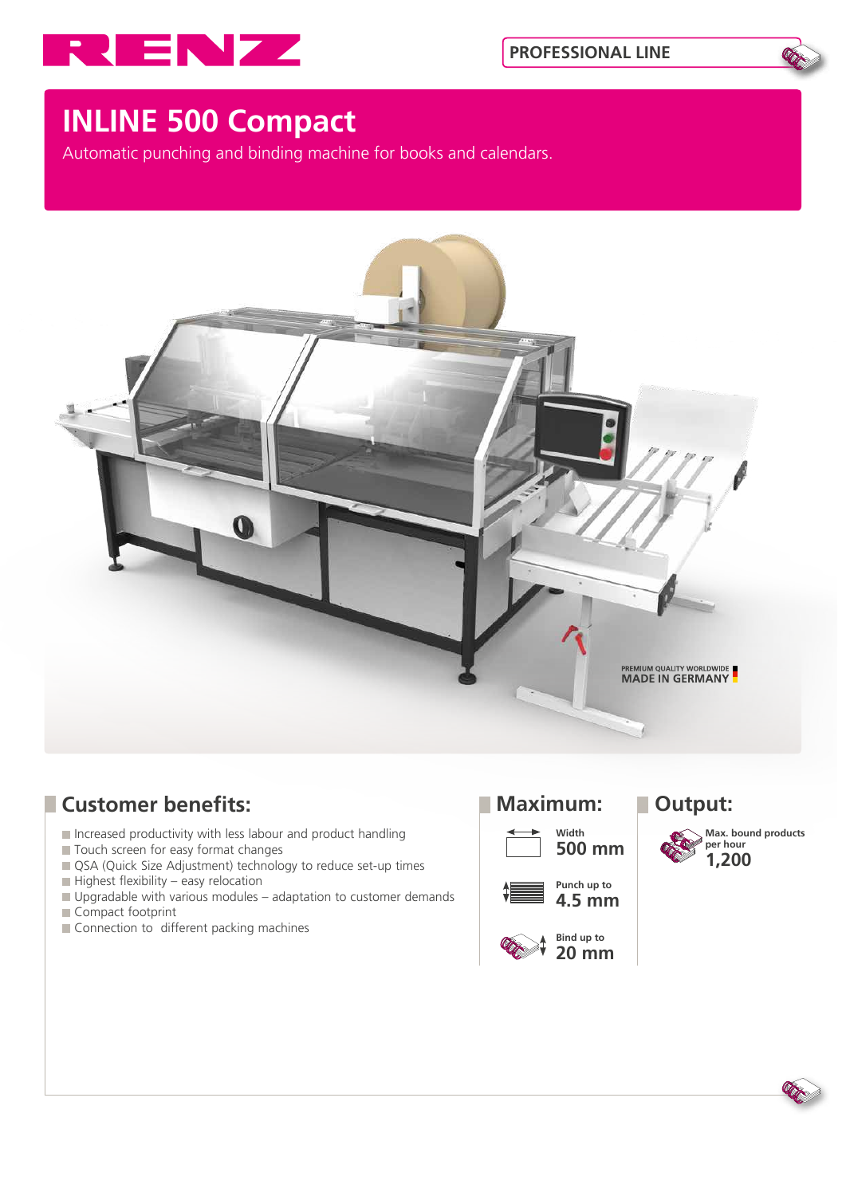RENZ

PROFESSIONAL LINE

# INLINE 500 Compact

Automatic punching and binding machine for books and calendars.

PREMIUM QUALITY WORLDWIDE
MADE IN GERMANY

## Customer benefits:

- Increased productivity with less labour and product handling
- Touch screen for easy format changes
- QSA (Quick Size Adjustment) technology to reduce set-up times
- Highest flexibility – easy relocation
- Upgradable with various modules – adaptation to customer demands
- Compact footprint
- Connection to different packing machines

## Maximum:

Width
**500 mm**

Punch up to
**4.5 mm**

Bind up to
**20 mm**

## Output:

Max. bound products per hour
**1,200**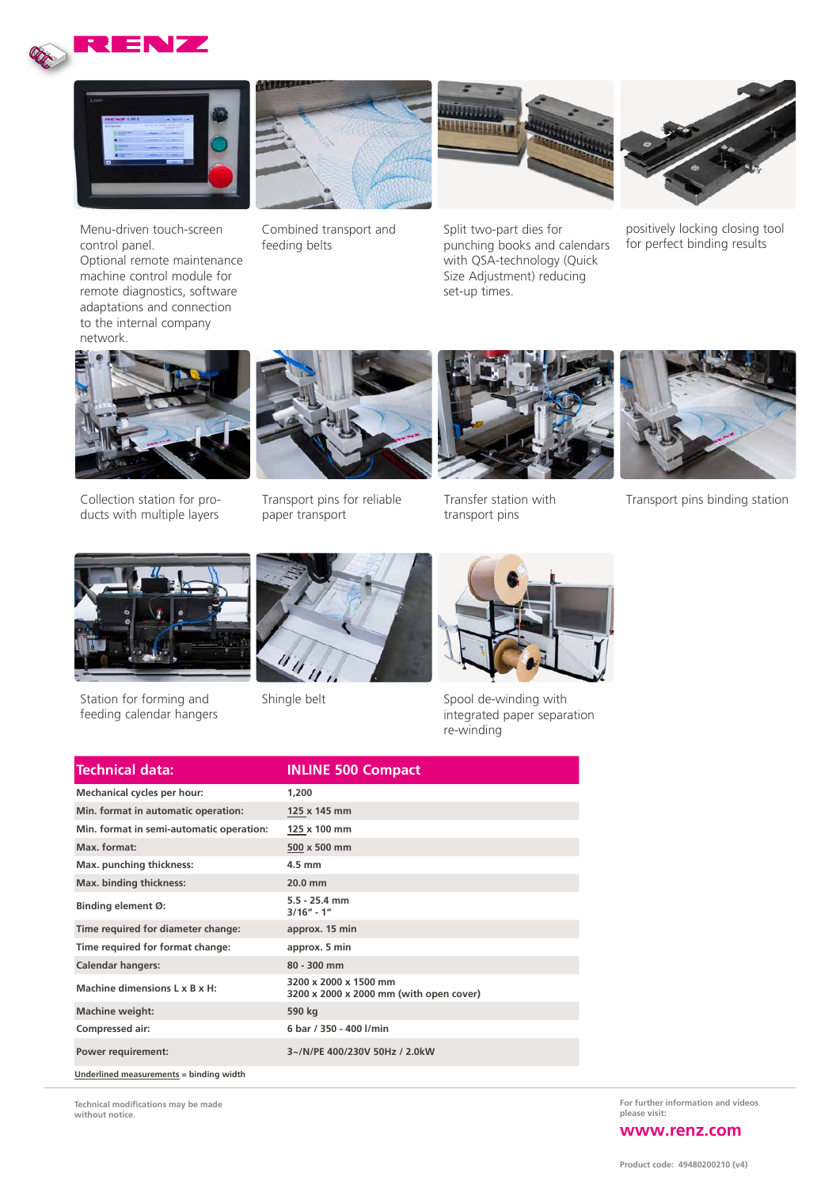Menu-driven touch-screen control panel.
Optional remote maintenance machine control module for remote diagnostics, software adaptations and connection to the internal company network.

Combined transport and feeding belts

Split two-part dies for punching books and calendars with QSA-technology (Quick Size Adjustment) reducing set-up times.

positively locking closing tool for perfect binding results

Collection station for products with multiple layers

Transport pins for reliable paper transport

Transfer station with transport pins

Transport pins binding station

Station for forming and feeding calendar hangers

Shingle belt

Spool de-winding with integrated paper separation re-winding

| Technical data: | INLINE 500 Compact |
|---|---|
| Mechanical cycles per hour: | 1,200 |
| Min. format in automatic operation: | 125 x 145 mm |
| Min. format in semi-automatic operation: | 125 x 100 mm |
| Max. format: | 500 x 500 mm |
| Max. punching thickness: | 4.5 mm |
| Max. binding thickness: | 20.0 mm |
| Binding element Ø: | 5.5 - 25.4 mm<br>3/16" - 1" |
| Time required for diameter change: | approx. 15 min |
| Time required for format change: | approx. 5 min |
| Calendar hangers: | 80 - 300 mm |
| Machine dimensions L x B x H: | 3200 x 2000 x 1500 mm<br>3200 x 2000 x 2000 mm (with open cover) |
| Machine weight: | 590 kg |
| Compressed air: | 6 bar / 350 - 400 l/min |
| Power requirement: | 3~/N/PE 400/230V 50Hz / 2.0kW |

Underlined measurements = binding width

Technical modifications may be made without notice.

For further information and videos please visit:

**www.renz.com**

Product code: 49480200210 (v4)